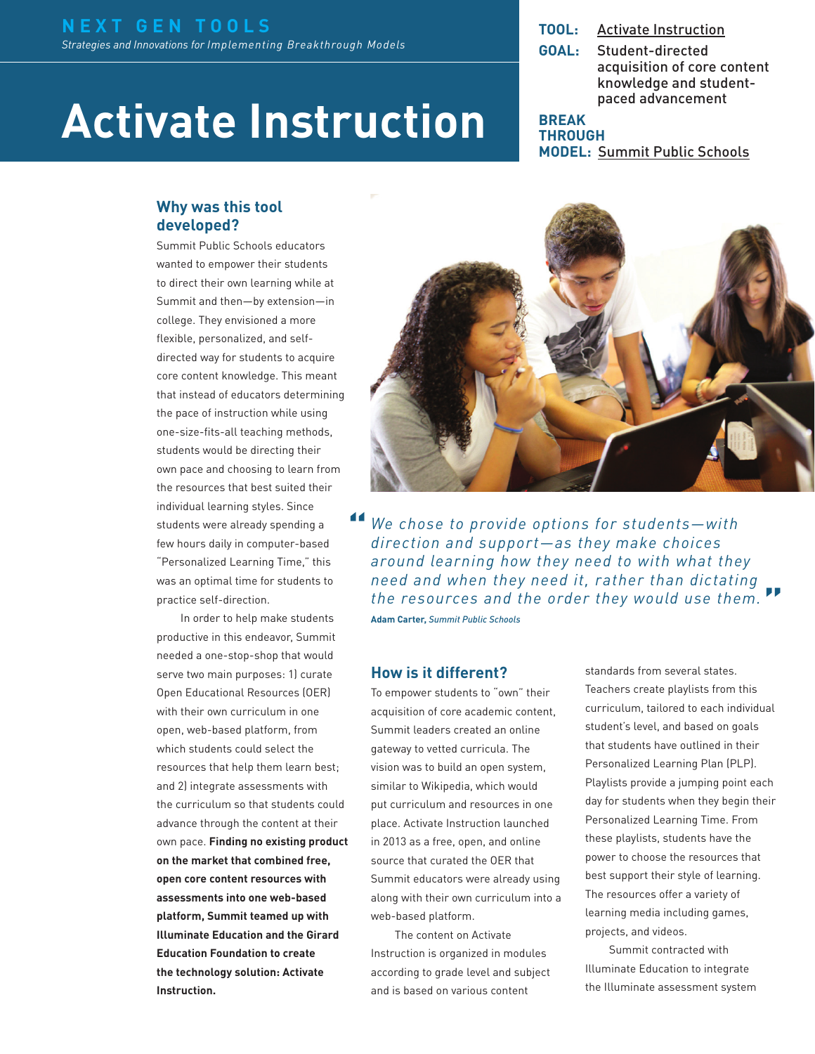NEXT GEN TOOLS

*Strategies and Innovations for Implementing Breakthrough Models*

# Activate Instruction

**TOOL:** Activate Instruction

**GOAL:** Student-directed acquisition of core content knowledge and student-paced advancement

**BREAKTHROUGH MODEL:** Summit Public Schools

## Why was this tool developed?

Summit Public Schools educators wanted to empower their students to direct their own learning while at Summit and then—by extension—in college. They envisioned a more flexible, personalized, and self-directed way for students to acquire core content knowledge. This meant that instead of educators determining the pace of instruction while using one-size-fits-all teaching methods, students would be directing their own pace and choosing to learn from the resources that best suited their individual learning styles. Since students were already spending a few hours daily in computer-based "Personalized Learning Time," this was an optimal time for students to practice self-direction.

In order to help make students productive in this endeavor, Summit needed a one-stop-shop that would serve two main purposes: 1) curate Open Educational Resources (OER) with their own curriculum in one open, web-based platform, from which students could select the resources that help them learn best; and 2) integrate assessments with the curriculum so that students could advance through the content at their own pace. **Finding no existing product on the market that combined free, open core content resources with assessments into one web-based platform, Summit teamed up with Illuminate Education and the Girard Education Foundation to create the technology solution: Activate Instruction.**

> *We chose to provide options for students—with direction and support—as they make choices around learning how they need to with what they need and when they need it, rather than dictating the resources and the order they would use them.*
>
> **Adam Carter,** *Summit Public Schools*

## How is it different?

To empower students to "own" their acquisition of core academic content, Summit leaders created an online gateway to vetted curricula. The vision was to build an open system, similar to Wikipedia, which would put curriculum and resources in one place. Activate Instruction launched in 2013 as a free, open, and online source that curated the OER that Summit educators were already using along with their own curriculum into a web-based platform.

The content on Activate Instruction is organized in modules according to grade level and subject and is based on various content standards from several states. Teachers create playlists from this curriculum, tailored to each individual student's level, and based on goals that students have outlined in their Personalized Learning Plan (PLP). Playlists provide a jumping point each day for students when they begin their Personalized Learning Time. From these playlists, students have the power to choose the resources that best support their style of learning. The resources offer a variety of learning media including games, projects, and videos.

Summit contracted with Illuminate Education to integrate the Illuminate assessment system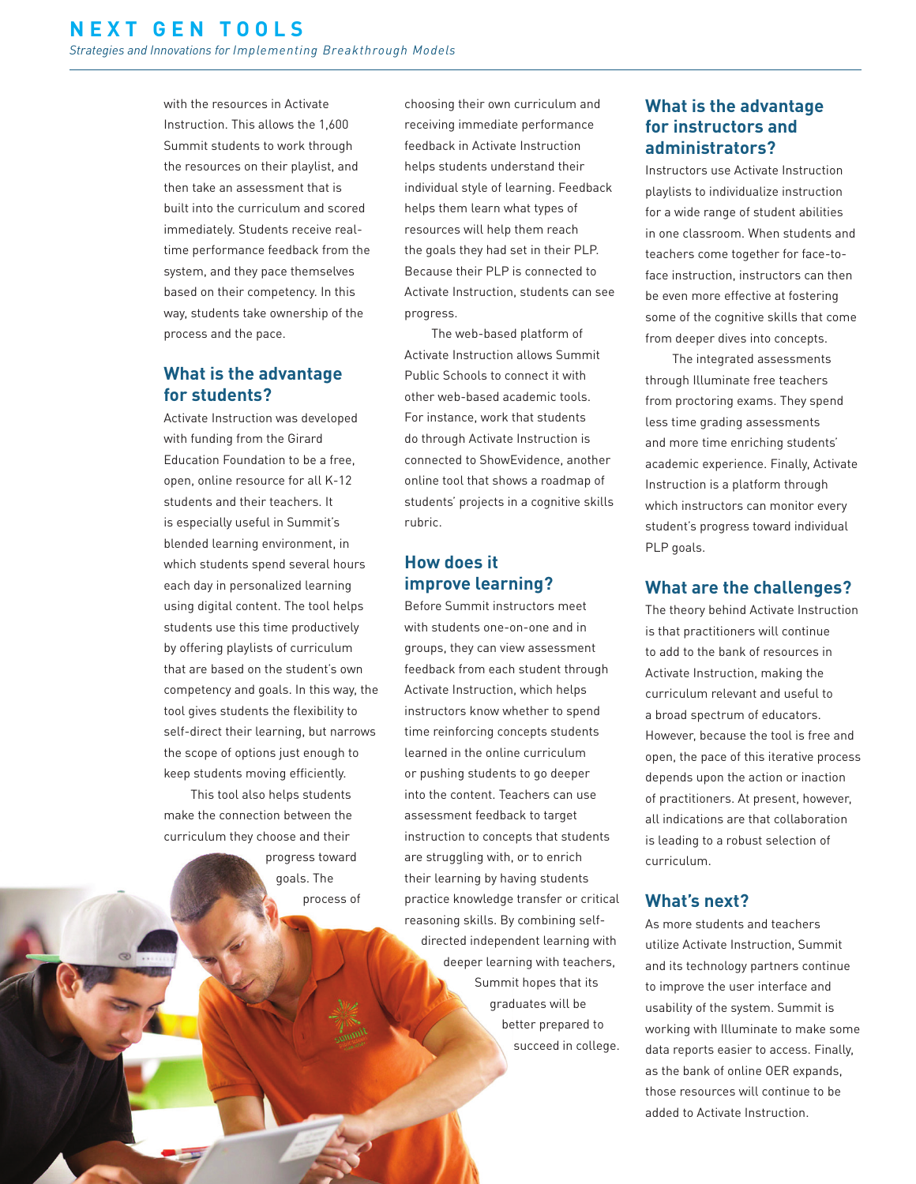with the resources in Activate Instruction. This allows the 1,600 Summit students to work through the resources on their playlist, and then take an assessment that is built into the curriculum and scored immediately. Students receive real-time performance feedback from the system, and they pace themselves based on their competency. In this way, students take ownership of the process and the pace.

## What is the advantage for students?

Activate Instruction was developed with funding from the Girard Education Foundation to be a free, open, online resource for all K-12 students and their teachers. It is especially useful in Summit's blended learning environment, in which students spend several hours each day in personalized learning using digital content. The tool helps students use this time productively by offering playlists of curriculum that are based on the student's own competency and goals. In this way, the tool gives students the flexibility to self-direct their learning, but narrows the scope of options just enough to keep students moving efficiently.

This tool also helps students make the connection between the curriculum they choose and their progress toward goals. The process of choosing their own curriculum and receiving immediate performance feedback in Activate Instruction helps students understand their individual style of learning. Feedback helps them learn what types of resources will help them reach the goals they had set in their PLP. Because their PLP is connected to Activate Instruction, students can see progress.

The web-based platform of Activate Instruction allows Summit Public Schools to connect it with other web-based academic tools. For instance, work that students do through Activate Instruction is connected to ShowEvidence, another online tool that shows a roadmap of students' projects in a cognitive skills rubric.

## How does it improve learning?

Before Summit instructors meet with students one-on-one and in groups, they can view assessment feedback from each student through Activate Instruction, which helps instructors know whether to spend time reinforcing concepts students learned in the online curriculum or pushing students to go deeper into the content. Teachers can use assessment feedback to target instruction to concepts that students are struggling with, or to enrich their learning by having students practice knowledge transfer or critical reasoning skills. By combining self-directed independent learning with deeper learning with teachers, Summit hopes that its graduates will be better prepared to succeed in college.

## What is the advantage for instructors and administrators?

Instructors use Activate Instruction playlists to individualize instruction for a wide range of student abilities in one classroom. When students and teachers come together for face-to-face instruction, instructors can then be even more effective at fostering some of the cognitive skills that come from deeper dives into concepts.

The integrated assessments through Illuminate free teachers from proctoring exams. They spend less time grading assessments and more time enriching students' academic experience. Finally, Activate Instruction is a platform through which instructors can monitor every student's progress toward individual PLP goals.

## What are the challenges?

The theory behind Activate Instruction is that practitioners will continue to add to the bank of resources in Activate Instruction, making the curriculum relevant and useful to a broad spectrum of educators. However, because the tool is free and open, the pace of this iterative process depends upon the action or inaction of practitioners. At present, however, all indications are that collaboration is leading to a robust selection of curriculum.

## What's next?

As more students and teachers utilize Activate Instruction, Summit and its technology partners continue to improve the user interface and usability of the system. Summit is working with Illuminate to make some data reports easier to access. Finally, as the bank of online OER expands, those resources will continue to be added to Activate Instruction.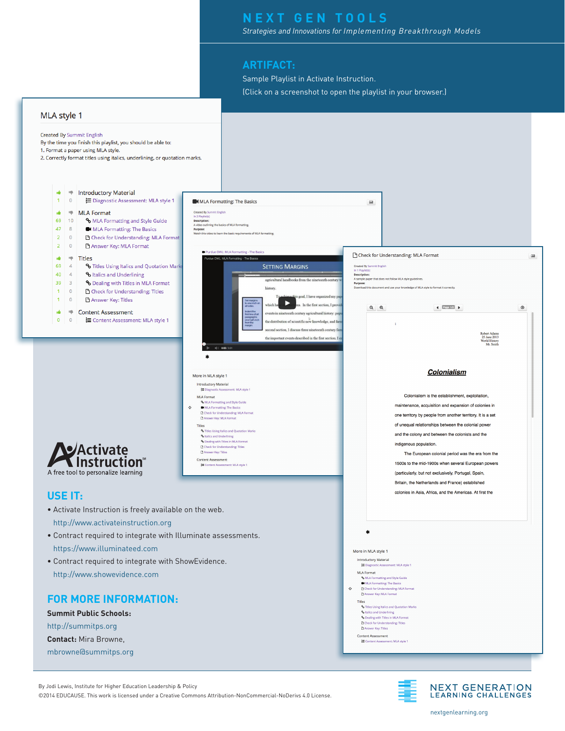# NEXT GEN TOOLS

*Strategies and Innovations for Implementing Breakthrough Models*

## ARTIFACT:

Sample Playlist in Activate Instruction.

(Click on a screenshot to open the playlist in your browser.)

MLA style 1

Created By Summit English

By the time you finish this playlist, you should be able to:

1. Format a paper using MLA style.
2. Correctly format titles using italics, underlining, or quotation marks.

| | | |
|---|---|---|
| | | **Introductory Material** |
| 1 | 0 | Diagnostic Assessment: MLA style 1 |
| | | **MLA Format** |
| 69 | 10 | MLA Formatting and Style Guide |
| 47 | 8 | MLA Formatting: The Basics |
| 2 | 0 | Check for Understanding: MLA Format |
| 2 | 0 | Answer Key: MLA Format |
| | | **Titles** |
| 69 | 4 | Titles Using Italics and Quotation Marks |
| 40 | 4 | Italics and Underlining |
| 39 | 3 | Dealing with Titles in MLA Format |
| 1 | 0 | Check for Understanding: Titles |
| 1 | 0 | Answer Key: Titles |
| | | **Content Assessment** |
| 0 | 0 | Content Assessment: MLA style 1 |

Activate Instruction™

A free tool to personalize learning

## USE IT:

- Activate Instruction is freely available on the web.
  http://www.activateinstruction.org
- Contract required to integrate with Illuminate assessments.
  https://www.illuminateed.com
- Contract required to integrate with ShowEvidence.
  http://www.showevidence.com

## FOR MORE INFORMATION:

**Summit Public Schools:**

http://summitps.org

**Contact:** Mira Browne,

mbrowne@summitps.org

By Jodi Lewis, Institute for Higher Education Leadership & Policy

©2014 EDUCAUSE. This work is licensed under a Creative Commons Attribution-NonCommercial-NoDerivs 4.0 License.

NEXT GENERATION LEARNING CHALLENGES

nextgenlearning.org